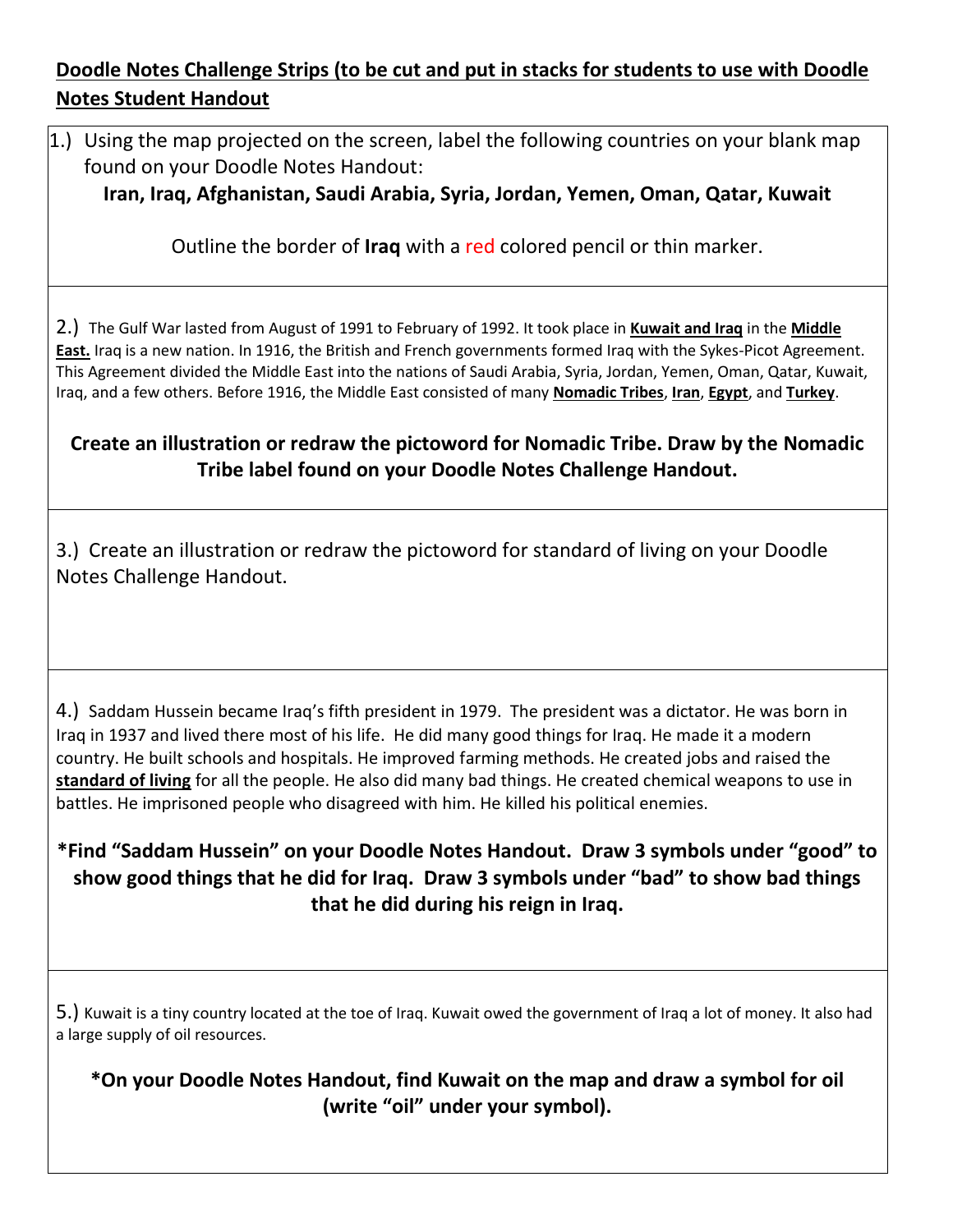**<u>Doodle Notes Challenge Strips (to be cut and put in stacks for students to use with Doodle Notes Student Handout</u>**

1.) Using the map projected on the screen, label the following countries on your blank map found on your Doodle Notes Handout:

**Iran, Iraq, Afghanistan, Saudi Arabia, Syria, Jordan, Yemen, Oman, Qatar, Kuwait**

Outline the border of **Iraq** with a red colored pencil or thin marker.

---

2.) The Gulf War lasted from August of 1991 to February of 1992. It took place in **<u>Kuwait and Iraq</u>** in the **<u>Middle East.</u>** Iraq is a new nation. In 1916, the British and French governments formed Iraq with the Sykes-Picot Agreement. This Agreement divided the Middle East into the nations of Saudi Arabia, Syria, Jordan, Yemen, Oman, Qatar, Kuwait, Iraq, and a few others. Before 1916, the Middle East consisted of many **<u>Nomadic Tribes</u>**, **<u>Iran</u>**, **<u>Egypt</u>**, and **<u>Turkey</u>**.

**Create an illustration or redraw the pictoword for Nomadic Tribe. Draw by the Nomadic Tribe label found on your Doodle Notes Challenge Handout.**

---

3.) Create an illustration or redraw the pictoword for standard of living on your Doodle Notes Challenge Handout.

---

4.) Saddam Hussein became Iraq's fifth president in 1979. The president was a dictator. He was born in Iraq in 1937 and lived there most of his life. He did many good things for Iraq. He made it a modern country. He built schools and hospitals. He improved farming methods. He created jobs and raised the **<u>standard of living</u>** for all the people. He also did many bad things. He created chemical weapons to use in battles. He imprisoned people who disagreed with him. He killed his political enemies.

**\*Find "Saddam Hussein" on your Doodle Notes Handout. Draw 3 symbols under "good" to show good things that he did for Iraq. Draw 3 symbols under "bad" to show bad things that he did during his reign in Iraq.**

---

5.) Kuwait is a tiny country located at the toe of Iraq. Kuwait owed the government of Iraq a lot of money. It also had a large supply of oil resources.

**\*On your Doodle Notes Handout, find Kuwait on the map and draw a symbol for oil (write "oil" under your symbol).**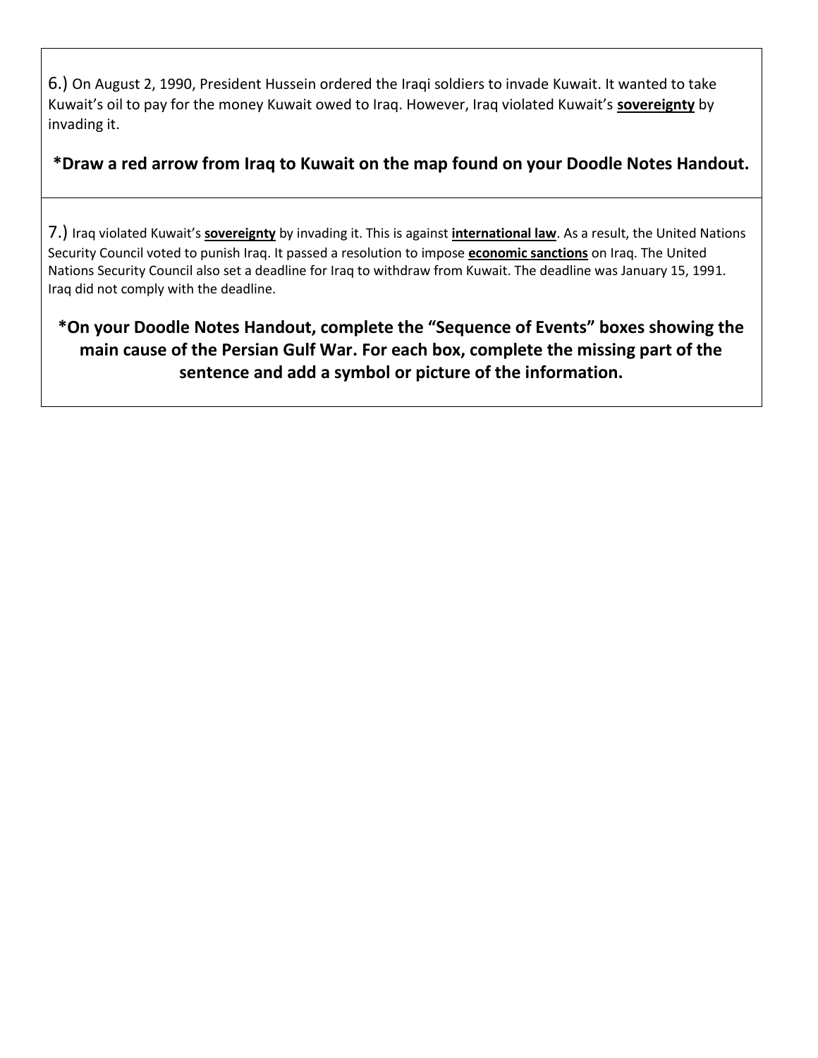6.) On August 2, 1990, President Hussein ordered the Iraqi soldiers to invade Kuwait. It wanted to take Kuwait's oil to pay for the money Kuwait owed to Iraq. However, Iraq violated Kuwait's **sovereignty** by invading it.

**\*Draw a red arrow from Iraq to Kuwait on the map found on your Doodle Notes Handout.**

---

7.) Iraq violated Kuwait's **sovereignty** by invading it. This is against **international law**. As a result, the United Nations Security Council voted to punish Iraq. It passed a resolution to impose **economic sanctions** on Iraq. The United Nations Security Council also set a deadline for Iraq to withdraw from Kuwait. The deadline was January 15, 1991. Iraq did not comply with the deadline.

**\*On your Doodle Notes Handout, complete the "Sequence of Events" boxes showing the main cause of the Persian Gulf War. For each box, complete the missing part of the sentence and add a symbol or picture of the information.**